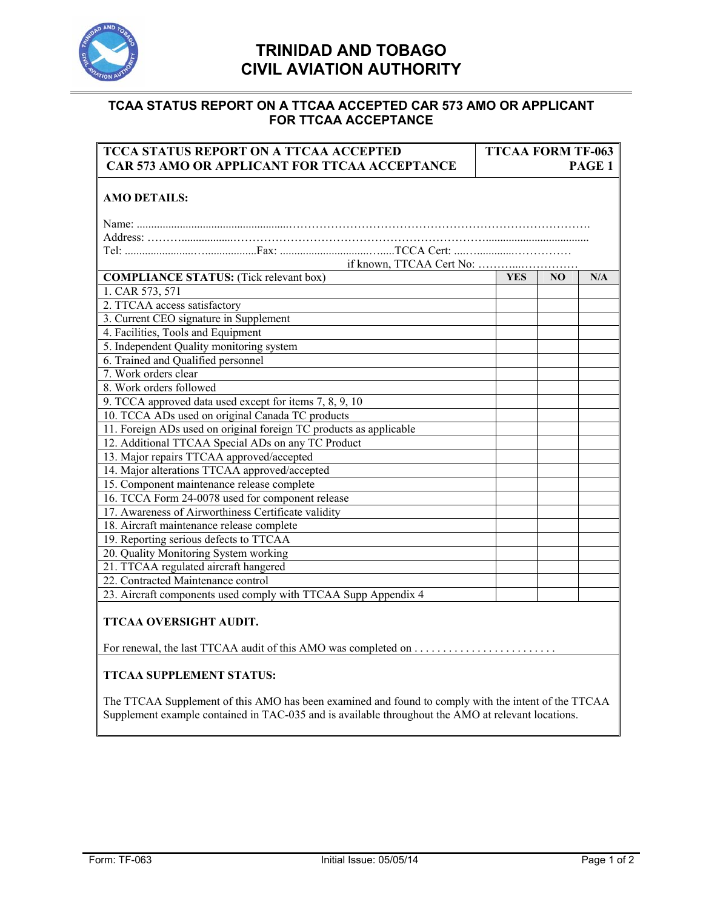# TRINIDAD AND TOBAGO CIVIL AVIATION AUTHORITY

## TCAA STATUS REPORT ON A TTCAA ACCEPTED CAR 573 AMO OR APPLICANT FOR TTCAA ACCEPTANCE

| **TCCA STATUS REPORT ON A TTCAA ACCEPTED CAR 573 AMO OR APPLICANT FOR TTCAA ACCEPTANCE** | **TTCAA FORM TF-063 PAGE 1** |
|---|---|

**AMO DETAILS:**

Name: ..........................................................................................................................................

Address: ......................................................................................................................................

Tel: ..........................................Fax: ..........................................TCCA Cert: ..................................

if known, TTCAA Cert No: ..................................

| **COMPLIANCE STATUS:** (Tick relevant box) | **YES** | **NO** | **N/A** |
|---|---|---|---|
| 1. CAR 573, 571 | | | |
| 2. TTCAA access satisfactory | | | |
| 3. Current CEO signature in Supplement | | | |
| 4. Facilities, Tools and Equipment | | | |
| 5. Independent Quality monitoring system | | | |
| 6. Trained and Qualified personnel | | | |
| 7. Work orders clear | | | |
| 8. Work orders followed | | | |
| 9. TCCA approved data used except for items 7, 8, 9, 10 | | | |
| 10. TCCA ADs used on original Canada TC products | | | |
| 11. Foreign ADs used on original foreign TC products as applicable | | | |
| 12. Additional TTCAA Special ADs on any TC Product | | | |
| 13. Major repairs TTCAA approved/accepted | | | |
| 14. Major alterations TTCAA approved/accepted | | | |
| 15. Component maintenance release complete | | | |
| 16. TCCA Form 24-0078 used for component release | | | |
| 17. Awareness of Airworthiness Certificate validity | | | |
| 18. Aircraft maintenance release complete | | | |
| 19. Reporting serious defects to TTCAA | | | |
| 20. Quality Monitoring System working | | | |
| 21. TTCAA regulated aircraft hangered | | | |
| 22. Contracted Maintenance control | | | |
| 23. Aircraft components used comply with TTCAA Supp Appendix 4 | | | |

**TTCAA OVERSIGHT AUDIT.**

For renewal, the last TTCAA audit of this AMO was completed on . . . . . . . . . . . . . . . . . . . . . . . . .

**TTCAA SUPPLEMENT STATUS:**

The TTCAA Supplement of this AMO has been examined and found to comply with the intent of the TTCAA Supplement example contained in TAC-035 and is available throughout the AMO at relevant locations.

Form: TF-063 Initial Issue: 05/05/14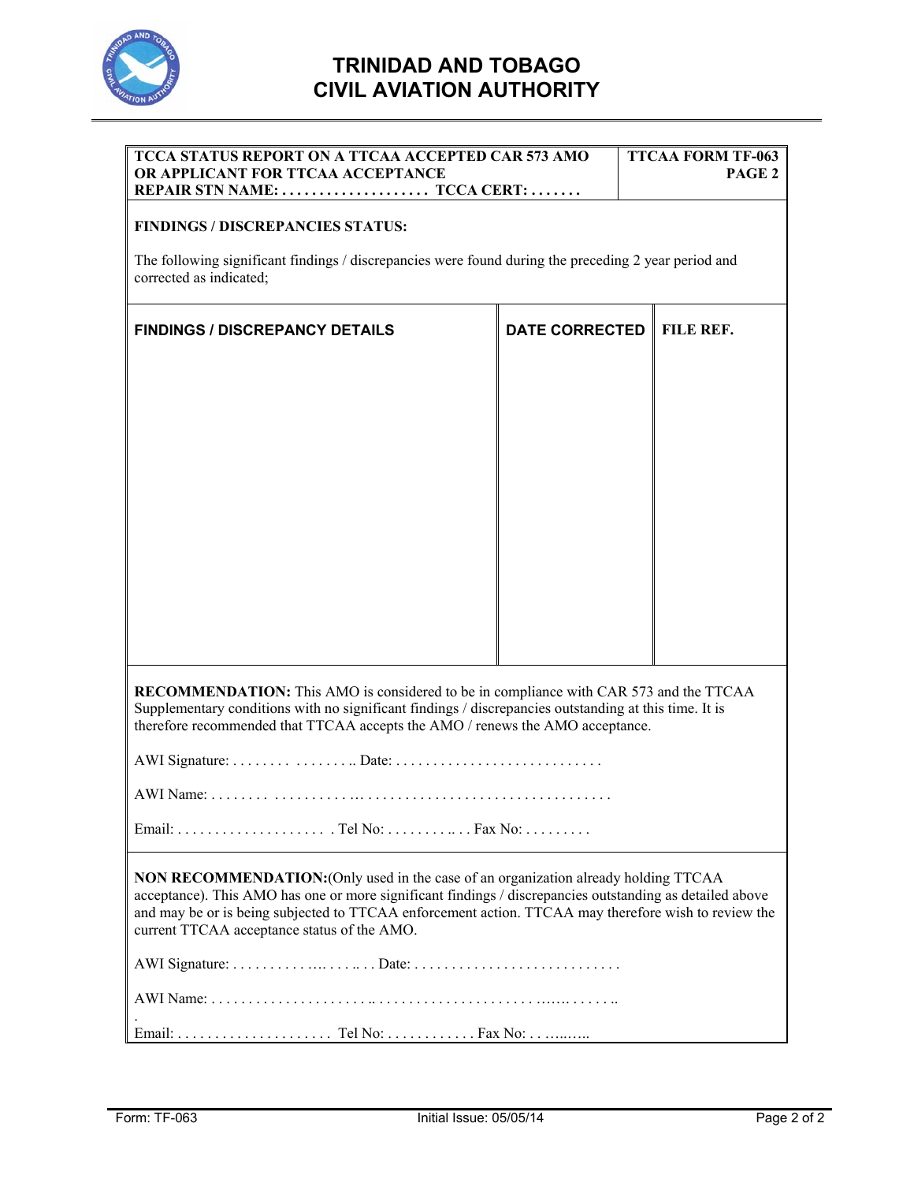# TRINIDAD AND TOBAGO CIVIL AVIATION AUTHORITY

| TCCA STATUS REPORT ON A TTCAA ACCEPTED CAR 573 AMO OR APPLICANT FOR TTCAA ACCEPTANCE<br>REPAIR STN NAME: . . . . . . . . . . . . . . . . . . . . TCCA CERT: . . . . . . . | TTCAA FORM TF-063<br>PAGE 2 |
|---|---|

**FINDINGS / DISCREPANCIES STATUS:**

The following significant findings / discrepancies were found during the preceding 2 year period and corrected as indicated;

| FINDINGS / DISCREPANCY DETAILS | DATE CORRECTED | FILE REF. |
|---|---|---|
| | | |

**RECOMMENDATION:** This AMO is considered to be in compliance with CAR 573 and the TTCAA Supplementary conditions with no significant findings / discrepancies outstanding at this time. It is therefore recommended that TTCAA accepts the AMO / renews the AMO acceptance.

AWI Signature: . . . . . . . . . . . . . . . . Date: . . . . . . . . . . . . . . . . . . . . . . . . . . . .

AWI Name: . . . . . . . . . . . . . . . . . . . . . . . . . . . . . . . . . . . . . . . . . . . . . . . . . . . . . .

Email: . . . . . . . . . . . . . . . . . . . . . Tel No: . . . . . . . . . . . . . Fax No: . . . . . . . . .

**NON RECOMMENDATION:**(Only used in the case of an organization already holding TTCAA acceptance). This AMO has one or more significant findings / discrepancies outstanding as detailed above and may be or is being subjected to TTCAA enforcement action. TTCAA may therefore wish to review the current TTCAA acceptance status of the AMO.

AWI Signature: . . . . . . . . . . . . . . . . . . . . Date: . . . . . . . . . . . . . . . . . . . . . . . . . . . .

AWI Name: . . . . . . . . . . . . . . . . . . . . . . . . . . . . . . . . . . . . . . . . . . . . . . . . . . . . . . . . . .

Email: . . . . . . . . . . . . . . . . . . . . . Tel No: . . . . . . . . . . . . Fax No: . . . . . . . . .

Form: TF-063 Initial Issue: 05/05/14